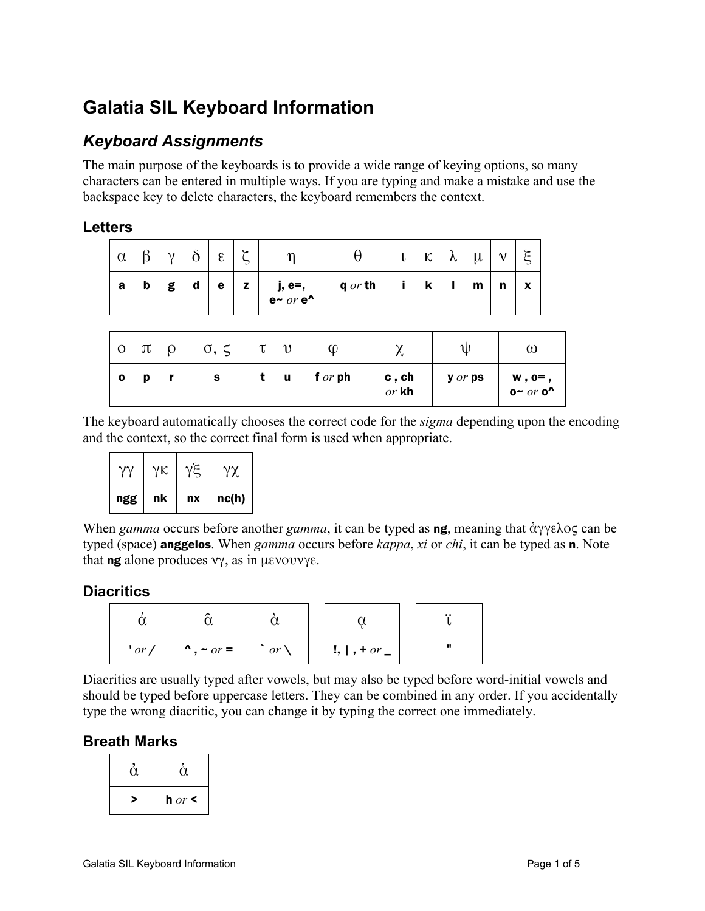# Galatia SIL Keyboard Information

## *Keyboard Assignments*

The main purpose of the keyboards is to provide a wide range of keying options, so many characters can be entered in multiple ways. If you are typing and make a mistake and use the backspace key to delete characters, the keyboard remembers the context.

### Letters

| α | β | γ | δ | ε | ζ | η | θ | ι | κ | λ | μ | ν | ξ |
|---|---|---|---|---|---|---|---|---|---|---|---|---|---|
| **a** | **b** | **g** | **d** | **e** | **z** | **j, e=,** **e~** *or* **e^** | **q** *or* **th** | **i** | **k** | **l** | **m** | **n** | **x** |

| ο | π | ρ | σ, ς | τ | υ | φ | χ | ψ | ω |
|---|---|---|---|---|---|---|---|---|---|
| **o** | **p** | **r** | **s** | **t** | **u** | **f** *or* **ph** | **c , ch** *or* **kh** | **y** *or* **ps** | **w , o= ,** **o~** *or* **o^** |

The keyboard automatically chooses the correct code for the *sigma* depending upon the encoding and the context, so the correct final form is used when appropriate.

| γγ | γκ | γξ | γχ |
|---|---|---|---|
| **ngg** | **nk** | **nx** | **nc(h)** |

When *gamma* occurs before another *gamma*, it can be typed as **ng**, meaning that ἀγγελος can be typed (space) **anggelos**. When *gamma* occurs before *kappa*, *xi* or *chi*, it can be typed as **n**. Note that **ng** alone produces νγ, as in μενουνγε.

### Diacritics

| ά | ᾶ | ὰ |
|---|---|---|
| **'** *or* **/** | **^ , ~** *or* **=** | **`** *or* **\\** |

| ᾳ |
|---|
| **!, \| , +** *or* **_** |

| ϊ |
|---|
| **"** |

Diacritics are usually typed after vowels, but may also be typed before word-initial vowels and should be typed before uppercase letters. They can be combined in any order. If you accidentally type the wrong diacritic, you can change it by typing the correct one immediately.

### Breath Marks

| ἀ | ἁ |
|---|---|
| **>** | **h** *or* **<** |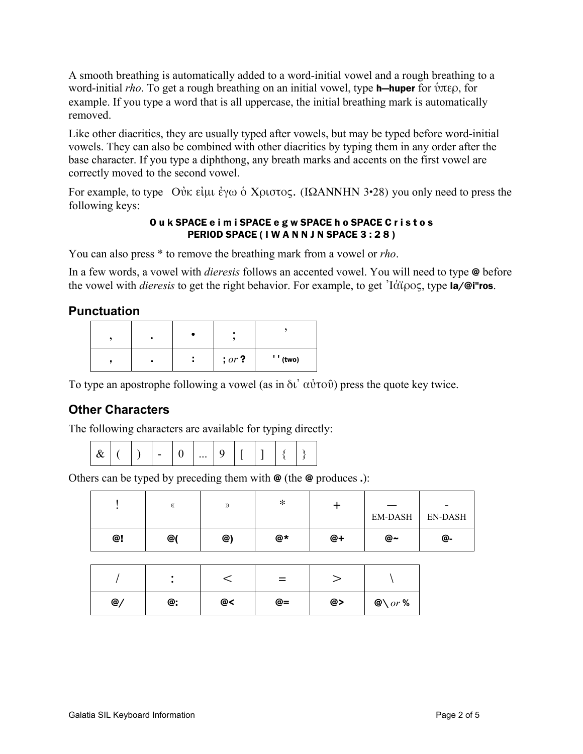A smooth breathing is automatically added to a word-initial vowel and a rough breathing to a word-initial *rho*. To get a rough breathing on an initial vowel, type **h—huper** for ὑπερ, for example. If you type a word that is all uppercase, the initial breathing mark is automatically removed.

Like other diacritics, they are usually typed after vowels, but may be typed before word-initial vowels. They can also be combined with other diacritics by typing them in any order after the base character. If you type a diphthong, any breath marks and accents on the first vowel are correctly moved to the second vowel.

For example, to type Οὐκ εἰμι ἐγω ὁ Χριστος. (ΙΩΑΝΝΗΝ 3•28) you only need to press the following keys:

**O u k SPACE e i m i SPACE e g w SPACE h o SPACE C r i s t o s PERIOD SPACE ( I W A N N J N SPACE 3 : 2 8 )**

You can also press * to remove the breathing mark from a vowel or *rho*.

In a few words, a vowel with *dieresis* follows an accented vowel. You will need to type **@** before the vowel with *dieresis* to get the right behavior. For example, to get Ἰάϊρος, type **Ia/@i"ros**.

## Punctuation

| , | . | • | ; | ’ |
|---|---|---|---|---|
| **,** | **.** | **:** | **;** *or* **?** | **' '** (two) |

To type an apostrophe following a vowel (as in δι’ αὐτοῦ) press the quote key twice.

## Other Characters

The following characters are available for typing directly:

| & | ( | ) | - | 0 | ... | 9 | [ | ] | { | } |
|---|---|---|---|---|---|---|---|---|---|---|

Others can be typed by preceding them with **@** (the **@** produces **.**):

| ! | « | » | * | + | — EM-DASH | - EN-DASH |
|---|---|---|---|---|---|---|
| **@!** | **@(** | **@)** | **@*** | **@+** | **@~** | **@-** |

| / | : | < | = | > | \ |
|---|---|---|---|---|---|
| **@/** | **@:** | **@<** | **@=** | **@>** | **@\\** *or* **%** |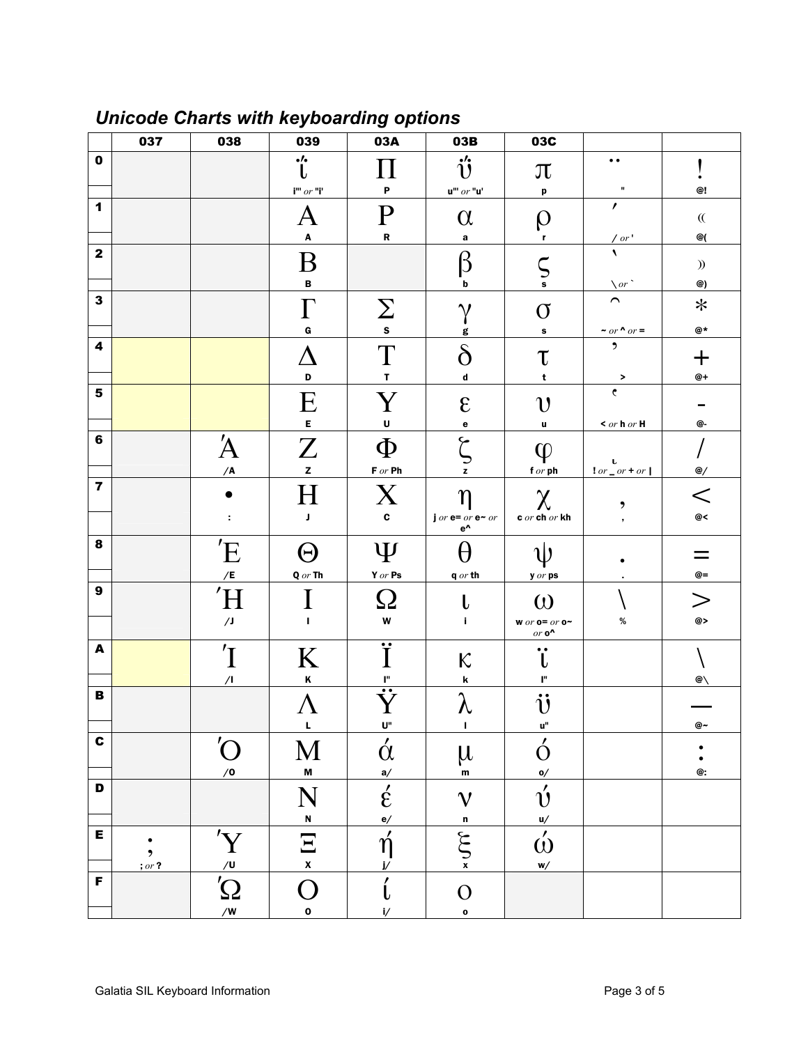## *Unicode Charts with keyboarding options*

| | 037 | 038 | 039 | 03A | 03B | 03C | | |
|---|---|---|---|---|---|---|---|---|
| 0 | | | ΐ i"' *or* "i' | Π P | ΰ u"' *or* "u' | π p | ¨ " | ! @! |
| 1 | | | Α A | Ρ R | α a | ρ r | ´ / *or* ' | ⸨ @( |
| 2 | | | Β B | | β b | ς s | ` \ *or* ` | ⸩ @) |
| 3 | | | Γ G | Σ S | γ g | σ s | ͂ ~ *or* ^ *or* = | * @* |
| 4 | | | Δ D | Τ T | δ d | τ t | ᾿ > | + @+ |
| 5 | | | Ε E | Υ U | ε e | υ u | ῾ < *or* h *or* H | - @- |
| 6 | | Ά /A | Ζ Z | Φ F *or* Ph | ζ z | φ f *or* ph | ͺ ! *or* _ *or* + *or* \| | / @/ |
| 7 | | • : | Η J | Χ C | η j *or* e= *or* e~ *or* e^ | χ c *or* ch *or* kh | , , | < @< |
| 8 | | Έ /E | Θ Q *or* Th | Ψ Y *or* Ps | θ q *or* th | ψ y *or* ps | . . | = @= |
| 9 | | Ή /J | Ι I | Ω W | ι i | ω w *or* o= *or* o~ *or* o^ | \ % | > @> |
| A | | Ί /I | Κ K | Ϊ I" | κ k | ϊ I" | | \ @\ |
| B | | | Λ L | Ϋ U" | λ l | ϋ u" | | — @~ |
| C | | Ό /O | Μ M | ά a/ | μ m | ό o/ | | ⁝ @: |
| D | | | Ν N | έ e/ | ν n | ύ u/ | | |
| E | ; ; *or* ? | Ύ /U | Ξ X | ή j/ | ξ x | ώ w/ | | |
| F | | Ώ /W | Ο O | ί i/ | ο o | | | |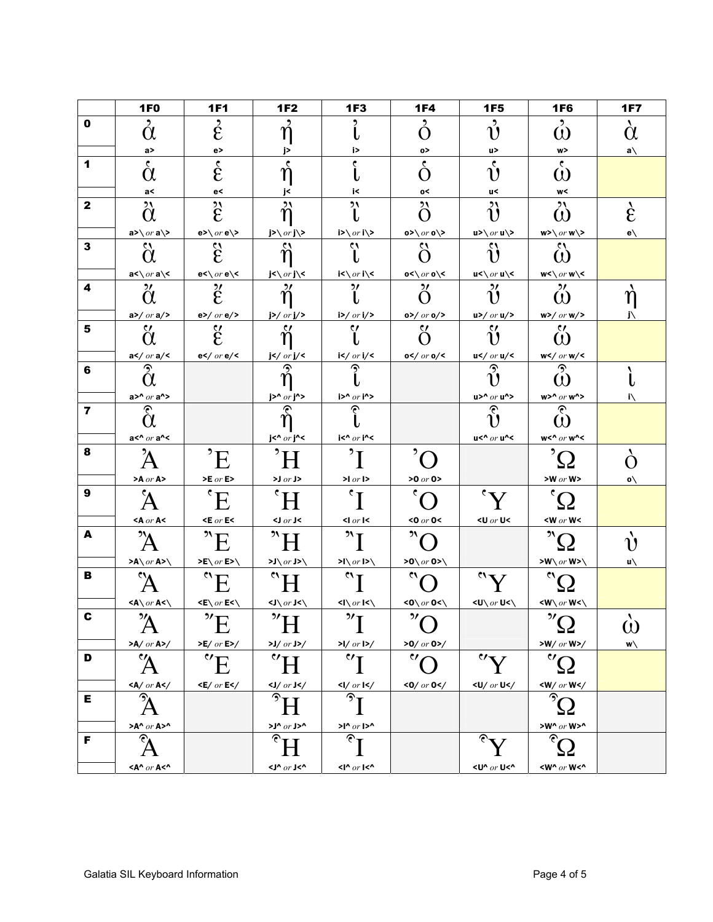| | 1F0 | 1F1 | 1F2 | 1F3 | 1F4 | 1F5 | 1F6 | 1F7 |
|---|---|---|---|---|---|---|---|---|
| 0 | ἀ<br>a> | ἐ<br>e> | ἠ<br>j> | ἰ<br>i> | ὀ<br>o> | ὐ<br>u> | ὠ<br>w> | ὰ<br>a\ |
| 1 | ἁ<br>a< | ἑ<br>e< | ἡ<br>j< | ἱ<br>i< | ὁ<br>o< | ὑ<br>u< | ὡ<br>w< | |
| 2 | ἂ<br>a>\ *or* a\> | ἒ<br>e>\ *or* e\> | ἢ<br>j>\ *or* j\> | ἲ<br>i>\ *or* i\> | ὂ<br>o>\ *or* o\> | ὒ<br>u>\ *or* u\> | ὢ<br>w>\ *or* w\> | ὲ<br>e\ |
| 3 | ἃ<br>a<\ *or* a\< | ἓ<br>e<\ *or* e\< | ἣ<br>j<\ *or* j\< | ἳ<br>i<\ *or* i\< | ὃ<br>o<\ *or* o\< | ὓ<br>u<\ *or* u\< | ὣ<br>w<\ *or* w\< | |
| 4 | ἄ<br>a>/ *or* a/> | ἔ<br>e>/ *or* e/> | ἤ<br>j>/ *or* j/> | ἴ<br>i>/ *or* i/> | ὄ<br>o>/ *or* o/> | ὔ<br>u>/ *or* u/> | ὤ<br>w>/ *or* w/> | ὴ<br>j\ |
| 5 | ἅ<br>a</ *or* a/< | ἕ<br>e</ *or* e/< | ἥ<br>j</ *or* j/< | ἵ<br>i</ *or* i/< | ὅ<br>o</ *or* o/< | ὕ<br>u</ *or* u/< | ὥ<br>w</ *or* w/< | |
| 6 | ἆ<br>a>^ *or* a^> | | ἦ<br>j>^ *or* j^> | ἶ<br>i>^ *or* i^> | | ὖ<br>u>^ *or* u^> | ὦ<br>w>^ *or* w^> | ὶ<br>i\ |
| 7 | ἇ<br>a<^ *or* a^< | | ἧ<br>j<^ *or* j^< | ἷ<br>i<^ *or* i^< | | ὗ<br>u<^ *or* u^< | ὧ<br>w<^ *or* w^< | |
| 8 | Ἀ<br>>A *or* A> | Ἐ<br>>E *or* E> | Ἠ<br>>J *or* J> | Ἰ<br>>I *or* I> | Ὀ<br>>O *or* O> | | Ὠ<br>>W *or* W> | ὸ<br>o\ |
| 9 | Ἁ<br><A *or* A< | Ἑ<br><E *or* E< | Ἡ<br><J *or* J< | Ἱ<br><I *or* I< | Ὁ<br><O *or* O< | Ὑ<br><U *or* U< | Ὡ<br><W *or* W< | |
| A | Ἂ<br>>A\ *or* A>\ | Ἒ<br>>E\ *or* E>\ | Ἢ<br>>J\ *or* J>\ | Ἲ<br>>I\ *or* I>\ | Ὂ<br>>O\ *or* O>\ | | Ὢ<br>>W\ *or* W>\ | ὺ<br>u\ |
| B | Ἃ<br><A\ *or* A<\ | Ἓ<br><E\ *or* E<\ | Ἣ<br><J\ *or* J<\ | Ἳ<br><I\ *or* I<\ | Ὃ<br><O\ *or* O<\ | Ὓ<br><U\ *or* U<\ | Ὣ<br><W\ *or* W<\ | |
| C | Ἄ<br>>A/ *or* A>/ | Ἔ<br>>E/ *or* E>/ | Ἤ<br>>J/ *or* J>/ | Ἴ<br>>I/ *or* I>/ | Ὄ<br>>O/ *or* O>/ | | Ὤ<br>>W/ *or* W>/ | ὼ<br>w\ |
| D | Ἅ<br><A/ *or* A</ | Ἕ<br><E/ *or* E</ | Ἥ<br><J/ *or* J</ | Ἵ<br><I/ *or* I</ | Ὅ<br><O/ *or* O</ | Ὕ<br><U/ *or* U</ | Ὥ<br><W/ *or* W</ | |
| E | Ἆ<br>>A^ *or* A>^ | | Ἦ<br>>J^ *or* J>^ | Ἶ<br>>I^ *or* I>^ | | | Ὦ<br>>W^ *or* W>^ | |
| F | Ἇ<br><A^ *or* A<^ | | Ἧ<br><J^ *or* J<^ | Ἷ<br><I^ *or* I<^ | | Ὗ<br><U^ *or* U<^ | Ὧ<br><W^ *or* W<^ | |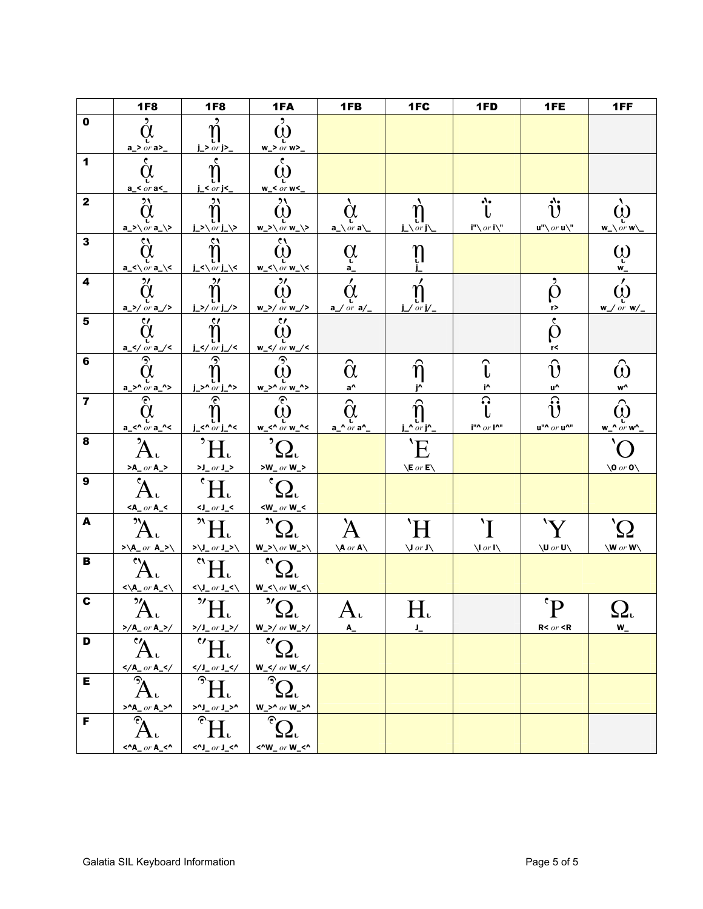| | 1F8 | 1F8 | 1FA | 1FB | 1FC | 1FD | 1FE | 1FF |
|---|---|---|---|---|---|---|---|---|
| 0 | ᾀ a_> or a>_ | ᾐ j_> or j>_ | ᾠ w_> or w>_ | | | | | |
| 1 | ᾁ a_< or a<_ | ᾑ j_< or j<_ | ᾡ w_< or w<_ | | | | | |
| 2 | ᾂ a_>\ or a_\> | ᾒ j_>\ or j_\> | ᾢ w_>\ or w_\> | ᾲ a_\ or a\_ | ῂ j_\ or j\_ | ῒ i"\ or i\" | ῢ u"\ or u\" | ῲ w_\ or w\_ |
| 3 | ᾃ a_<\ or a_\< | ᾓ j_<\ or j_\< | ᾣ w_<\ or w_\< | ᾳ a_ | ῃ j_ | | | ῳ w_ |
| 4 | ᾄ a_>/ or a_/> | ᾔ j_>/ or j_/> | ᾤ w_>/ or w_/> | ᾴ a_/ or a/_ | ῄ j_/ or j/_ | | ῤ r> | ῴ w_/ or w/_ |
| 5 | ᾅ a_</ or a_/< | ᾕ j_</ or j_/< | ᾥ w_</ or w_/< | | | | ῥ r< | |
| 6 | ᾆ a_>^ or a_^> | ᾖ j_>^ or j_^> | ᾦ w_>^ or w_^> | ᾶ a^ | ῆ j^ | ῖ i^ | ῦ u^ | ῶ w^ |
| 7 | ᾇ a_<^ or a_^< | ᾗ j_<^ or j_^< | ᾧ w_<^ or w_^< | ᾷ a_^ or a^_ | ῇ j_^ or j^_ | ῗ i"^ or I^" | ῧ u"^ or u^" | ῷ w_^ or w^_ |
| 8 | ᾈ >A_ or A_> | ᾘ >J_ or J_> | ᾨ >W_ or W_> | | Ὲ \E or E\ | | | Ὸ \O or O\ |
| 9 | ᾉ <A_ or A_< | ᾙ <J_ or J_< | ᾩ <W_ or W_< | | | | | |
| A | ᾊ >\A_ or A_>\ | ᾚ >\J_ or J_>\ | ᾪ W_>\ or W_>\ | Ὰ \A or A\ | Ὴ \J or J\ | Ὶ \I or I\ | Ὺ \U or U\ | Ὼ \W or W\ |
| B | ᾋ <\A_ or A_<\ | ᾛ <\J_ or J_<\ | ᾫ W_<\ or W_<\ | | | | | |
| C | ᾌ >/A_ or A_>/ | ᾜ >/J_ or J_>/ | ᾬ W_>/ or W_>/ | ᾼ A_ | ῌ J_ | | Ῥ R< or <R | ῼ W_ |
| D | ᾍ </A_ or A_</ | ᾝ </J_ or J_</ | ᾭ W_</ or W_</ | | | | | |
| E | ᾎ >^A_ or A_>^ | ᾞ >^J_ or J_>^ | ᾮ W_>^ or W_>^ | | | | | |
| F | ᾏ <^A_ or A_<^ | ᾟ <^J_ or J_<^ | ᾯ <^W_ or W_<^ | | | | | |